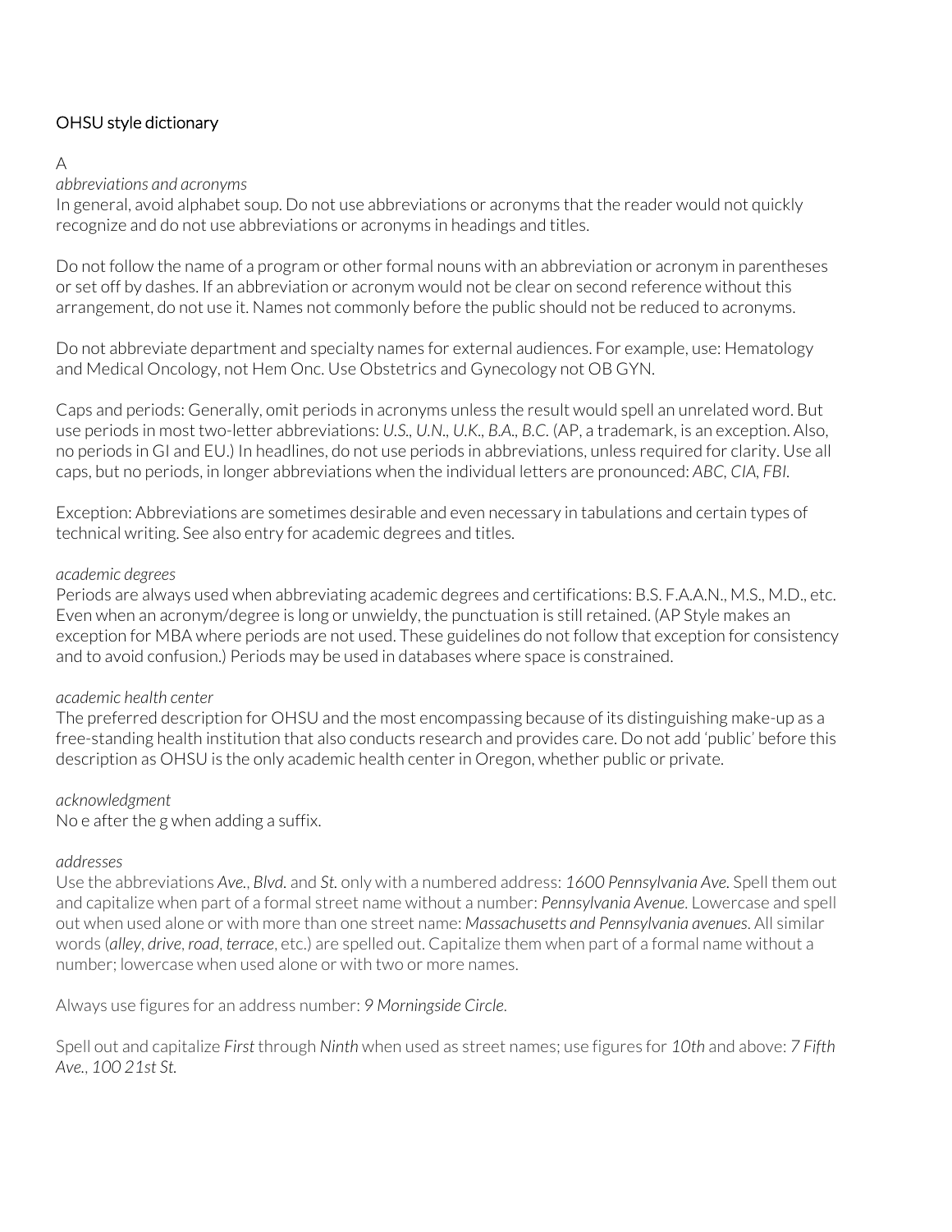# OHSU style dictionary

## A

*abbreviations and acronyms*

In general, avoid alphabet soup. Do not use abbreviations or acronyms that the reader would not quickly recognize and do not use abbreviations or acronyms in headings and titles.

Do not follow the name of a program or other formal nouns with an abbreviation or acronym in parentheses or set off by dashes. If an abbreviation or acronym would not be clear on second reference without this arrangement, do not use it. Names not commonly before the public should not be reduced to acronyms.

Do not abbreviate department and specialty names for external audiences. For example, use: Hematology and Medical Oncology, not Hem Onc. Use Obstetrics and Gynecology not OB GYN.

Caps and periods: Generally, omit periods in acronyms unless the result would spell an unrelated word. But use periods in most two-letter abbreviations: *U.S., U.N., U.K., B.A., B.C.* (AP, a trademark, is an exception. Also, no periods in GI and EU.) In headlines, do not use periods in abbreviations, unless required for clarity. Use all caps, but no periods, in longer abbreviations when the individual letters are pronounced: *ABC, CIA, FBI.*

Exception: Abbreviations are sometimes desirable and even necessary in tabulations and certain types of technical writing. See also entry for academic degrees and titles.

*academic degrees*

Periods are always used when abbreviating academic degrees and certifications: B.S. F.A.A.N., M.S., M.D., etc. Even when an acronym/degree is long or unwieldy, the punctuation is still retained. (AP Style makes an exception for MBA where periods are not used. These guidelines do not follow that exception for consistency and to avoid confusion.) Periods may be used in databases where space is constrained.

*academic health center*

The preferred description for OHSU and the most encompassing because of its distinguishing make-up as a free-standing health institution that also conducts research and provides care. Do not add 'public' before this description as OHSU is the only academic health center in Oregon, whether public or private.

*acknowledgment*

No e after the g when adding a suffix.

*addresses*

Use the abbreviations *Ave., Blvd.* and *St.* only with a numbered address: *1600 Pennsylvania Ave.* Spell them out and capitalize when part of a formal street name without a number: *Pennsylvania Avenue*. Lowercase and spell out when used alone or with more than one street name: *Massachusetts and Pennsylvania avenues*. All similar words (*alley, drive, road, terrace*, etc.) are spelled out. Capitalize them when part of a formal name without a number; lowercase when used alone or with two or more names.

Always use figures for an address number: *9 Morningside Circle*.

Spell out and capitalize *First* through *Ninth* when used as street names; use figures for *10th* and above: *7 Fifth Ave., 100 21st St.*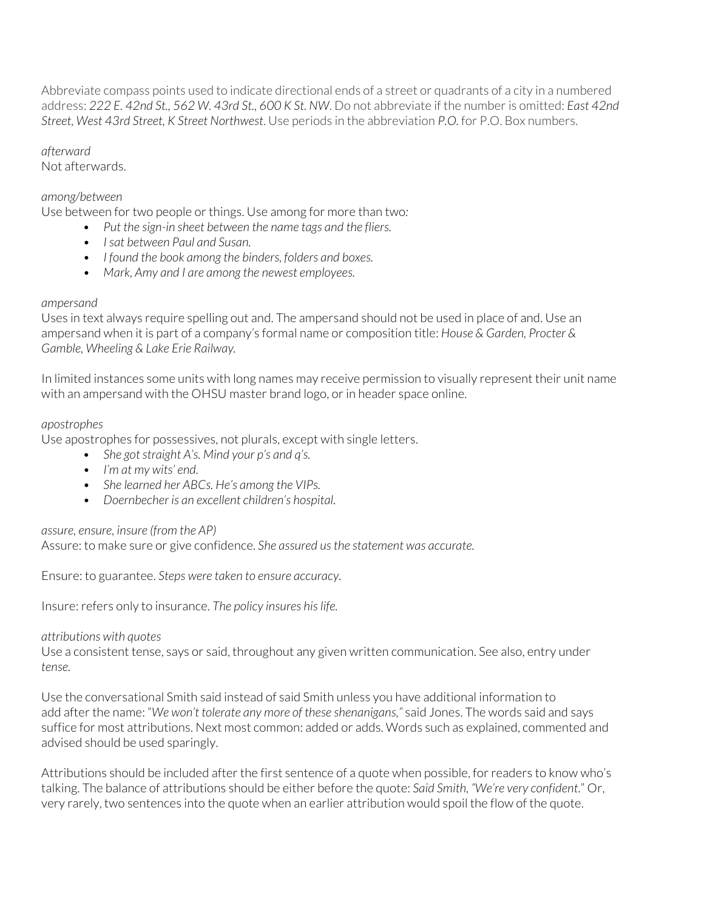Abbreviate compass points used to indicate directional ends of a street or quadrants of a city in a numbered address: *222 E. 42nd St., 562 W. 43rd St., 600 K St. NW*. Do not abbreviate if the number is omitted: *East 42nd Street, West 43rd Street, K Street Northwest*. Use periods in the abbreviation *P.O.* for P.O. Box numbers.

*afterward*
Not afterwards.

*among/between*
Use between for two people or things. Use among for more than two:

- *Put the sign-in sheet between the name tags and the fliers.*
- *I sat between Paul and Susan.*
- *I found the book among the binders, folders and boxes.*
- *Mark, Amy and I are among the newest employees.*

*ampersand*
Uses in text always require spelling out and. The ampersand should not be used in place of and. Use an ampersand when it is part of a company's formal name or composition title: *House & Garden, Procter & Gamble, Wheeling & Lake Erie Railway.*

In limited instances some units with long names may receive permission to visually represent their unit name with an ampersand with the OHSU master brand logo, or in header space online.

*apostrophes*
Use apostrophes for possessives, not plurals, except with single letters.

- *She got straight A's. Mind your p's and q's.*
- *I'm at my wits' end.*
- *She learned her ABCs. He's among the VIPs.*
- *Doernbecher is an excellent children's hospital.*

*assure, ensure, insure (from the AP)*
Assure: to make sure or give confidence. *She assured us the statement was accurate.*

Ensure: to guarantee. *Steps were taken to ensure accuracy.*

Insure: refers only to insurance. *The policy insures his life.*

*attributions with quotes*
Use a consistent tense, says or said, throughout any given written communication. See also, entry under *tense.*

Use the conversational Smith said instead of said Smith unless you have additional information to add after the name: *"We won't tolerate any more of these shenanigans,"* said Jones. The words said and says suffice for most attributions. Next most common: added or adds. Words such as explained, commented and advised should be used sparingly.

Attributions should be included after the first sentence of a quote when possible, for readers to know who's talking. The balance of attributions should be either before the quote: *Said Smith, "We're very confident."* Or, very rarely, two sentences into the quote when an earlier attribution would spoil the flow of the quote.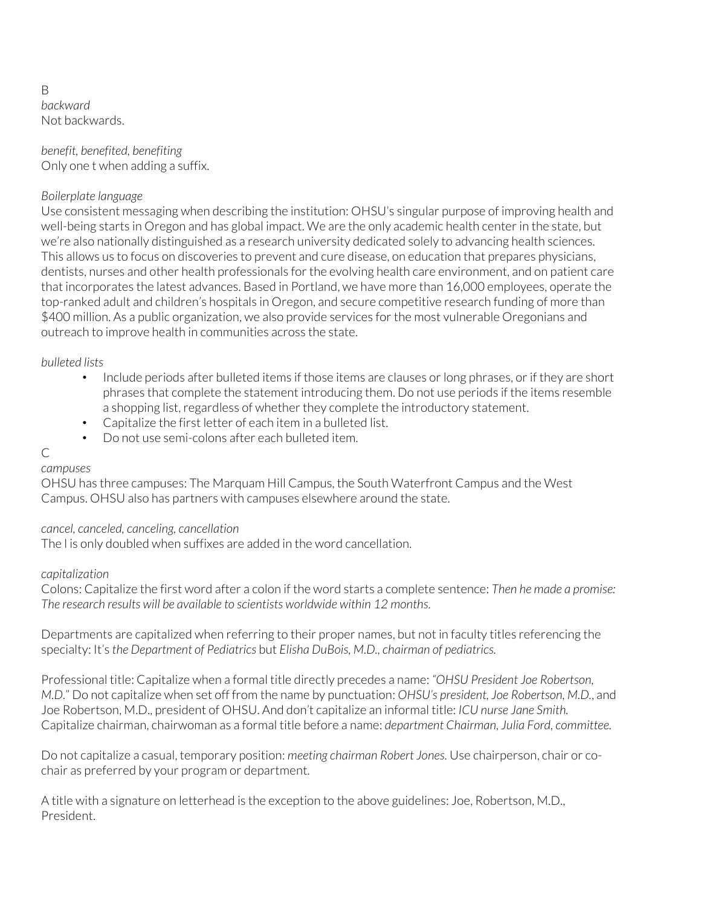B

*backward*
Not backwards.

*benefit, benefited, benefiting*
Only one t when adding a suffix.

*Boilerplate language*
Use consistent messaging when describing the institution: OHSU's singular purpose of improving health and well-being starts in Oregon and has global impact. We are the only academic health center in the state, but we're also nationally distinguished as a research university dedicated solely to advancing health sciences. This allows us to focus on discoveries to prevent and cure disease, on education that prepares physicians, dentists, nurses and other health professionals for the evolving health care environment, and on patient care that incorporates the latest advances. Based in Portland, we have more than 16,000 employees, operate the top-ranked adult and children's hospitals in Oregon, and secure competitive research funding of more than $400 million. As a public organization, we also provide services for the most vulnerable Oregonians and outreach to improve health in communities across the state.

*bulleted lists*

- Include periods after bulleted items if those items are clauses or long phrases, or if they are short phrases that complete the statement introducing them. Do not use periods if the items resemble a shopping list, regardless of whether they complete the introductory statement.
- Capitalize the first letter of each item in a bulleted list.
- Do not use semi-colons after each bulleted item.

C

*campuses*
OHSU has three campuses: The Marquam Hill Campus, the South Waterfront Campus and the West Campus. OHSU also has partners with campuses elsewhere around the state.

*cancel, canceled, canceling, cancellation*
The l is only doubled when suffixes are added in the word cancellation.

*capitalization*
Colons: Capitalize the first word after a colon if the word starts a complete sentence: *Then he made a promise: The research results will be available to scientists worldwide within 12 months.*

Departments are capitalized when referring to their proper names, but not in faculty titles referencing the specialty: It's *the Department of Pediatrics* but *Elisha DuBois, M.D., chairman of pediatrics.*

Professional title: Capitalize when a formal title directly precedes a name: *"OHSU President Joe Robertson, M.D."* Do not capitalize when set off from the name by punctuation: *OHSU's president, Joe Robertson, M.D.*, and Joe Robertson, M.D., president of OHSU. And don't capitalize an informal title: *ICU nurse Jane Smith.* Capitalize chairman, chairwoman as a formal title before a name: *department Chairman, Julia Ford, committee.*

Do not capitalize a casual, temporary position: *meeting chairman Robert Jones.* Use chairperson, chair or co-chair as preferred by your program or department.

A title with a signature on letterhead is the exception to the above guidelines: Joe, Robertson, M.D., President.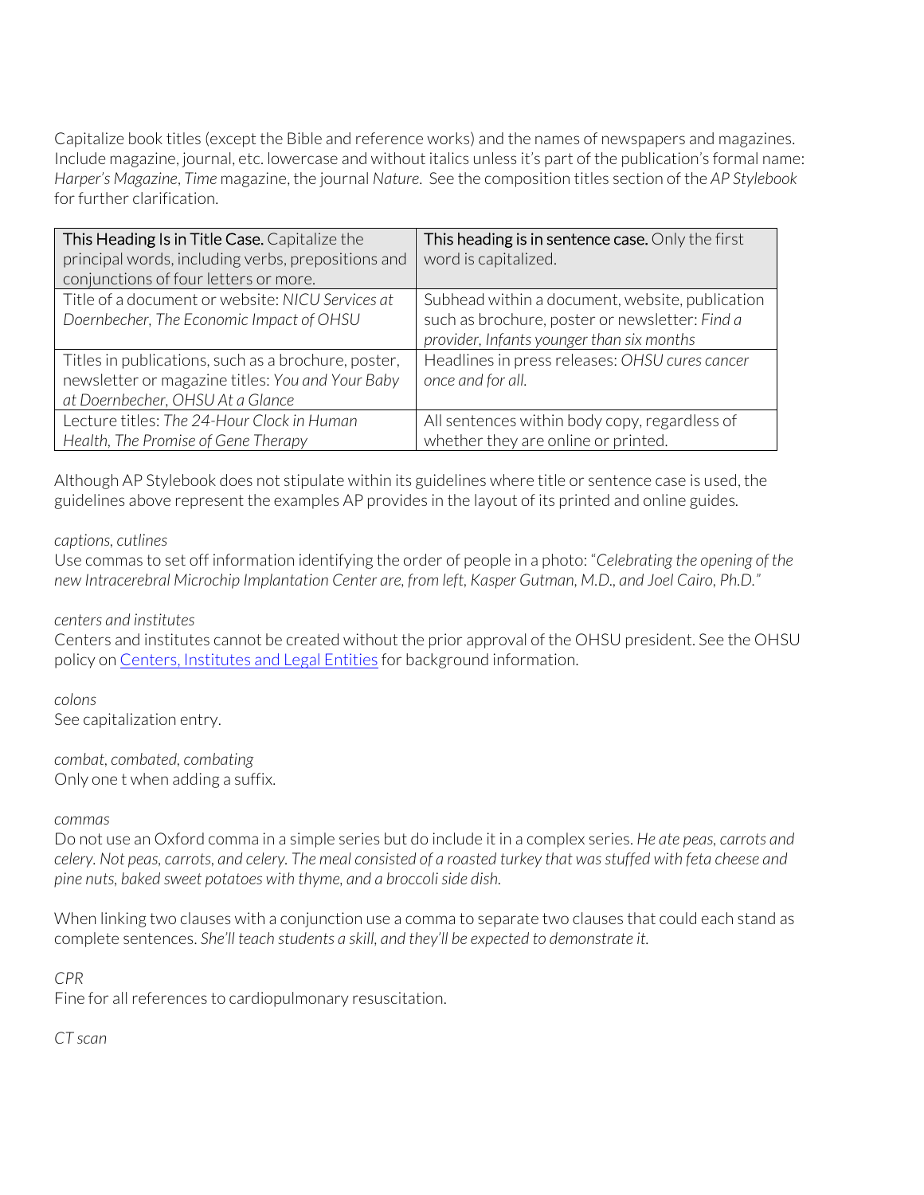Capitalize book titles (except the Bible and reference works) and the names of newspapers and magazines. Include magazine, journal, etc. lowercase and without italics unless it's part of the publication's formal name: *Harper's Magazine*, *Time* magazine, the journal *Nature*. See the composition titles section of the *AP Stylebook* for further clarification.

| This Heading Is in Title Case. Capitalize the principal words, including verbs, prepositions and conjunctions of four letters or more. | This heading is in sentence case. Only the first word is capitalized. |
|---|---|
| Title of a document or website: *NICU Services at Doernbecher, The Economic Impact of OHSU* | Subhead within a document, website, publication such as brochure, poster or newsletter: *Find a provider, Infants younger than six months* |
| Titles in publications, such as a brochure, poster, newsletter or magazine titles: *You and Your Baby at Doernbecher, OHSU At a Glance* | Headlines in press releases: *OHSU cures cancer once and for all.* |
| Lecture titles: *The 24-Hour Clock in Human Health, The Promise of Gene Therapy* | All sentences within body copy, regardless of whether they are online or printed. |

Although AP Stylebook does not stipulate within its guidelines where title or sentence case is used, the guidelines above represent the examples AP provides in the layout of its printed and online guides.

*captions, cutlines*
Use commas to set off information identifying the order of people in a photo: "*Celebrating the opening of the new Intracerebral Microchip Implantation Center are, from left, Kasper Gutman, M.D., and Joel Cairo, Ph.D.*"

*centers and institutes*
Centers and institutes cannot be created without the prior approval of the OHSU president. See the OHSU policy on Centers, Institutes and Legal Entities for background information.

*colons*
See capitalization entry.

*combat, combated, combating*
Only one t when adding a suffix.

*commas*
Do not use an Oxford comma in a simple series but do include it in a complex series. *He ate peas, carrots and celery. Not peas, carrots, and celery. The meal consisted of a roasted turkey that was stuffed with feta cheese and pine nuts, baked sweet potatoes with thyme, and a broccoli side dish.*

When linking two clauses with a conjunction use a comma to separate two clauses that could each stand as complete sentences. *She'll teach students a skill, and they'll be expected to demonstrate it.*

*CPR*
Fine for all references to cardiopulmonary resuscitation.

*CT scan*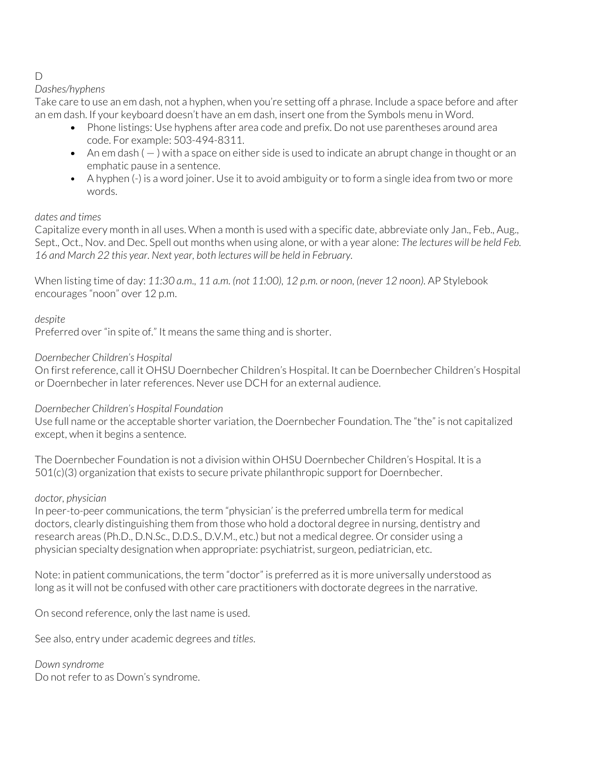D

*Dashes/hyphens*
Take care to use an em dash, not a hyphen, when you're setting off a phrase. Include a space before and after an em dash. If your keyboard doesn't have an em dash, insert one from the Symbols menu in Word.

- Phone listings: Use hyphens after area code and prefix. Do not use parentheses around area code. For example: 503-494-8311.
- An em dash ( — ) with a space on either side is used to indicate an abrupt change in thought or an emphatic pause in a sentence.
- A hyphen (-) is a word joiner. Use it to avoid ambiguity or to form a single idea from two or more words.

*dates and times*
Capitalize every month in all uses. When a month is used with a specific date, abbreviate only Jan., Feb., Aug., Sept., Oct., Nov. and Dec. Spell out months when using alone, or with a year alone: *The lectures will be held Feb. 16 and March 22 this year. Next year, both lectures will be held in February.*

When listing time of day: *11:30 a.m., 11 a.m. (not 11:00), 12 p.m. or noon, (never 12 noon).* AP Stylebook encourages "noon" over 12 p.m.

*despite*
Preferred over "in spite of." It means the same thing and is shorter.

*Doernbecher Children's Hospital*
On first reference, call it OHSU Doernbecher Children's Hospital. It can be Doernbecher Children's Hospital or Doernbecher in later references. Never use DCH for an external audience.

*Doernbecher Children's Hospital Foundation*
Use full name or the acceptable shorter variation, the Doernbecher Foundation. The "the" is not capitalized except, when it begins a sentence.

The Doernbecher Foundation is not a division within OHSU Doernbecher Children's Hospital. It is a 501(c)(3) organization that exists to secure private philanthropic support for Doernbecher.

*doctor, physician*
In peer-to-peer communications, the term "physician' is the preferred umbrella term for medical doctors, clearly distinguishing them from those who hold a doctoral degree in nursing, dentistry and research areas (Ph.D., D.N.Sc., D.D.S., D.V.M., etc.) but not a medical degree. Or consider using a physician specialty designation when appropriate: psychiatrist, surgeon, pediatrician, etc.

Note: in patient communications, the term "doctor" is preferred as it is more universally understood as long as it will not be confused with other care practitioners with doctorate degrees in the narrative.

On second reference, only the last name is used.

See also, entry under academic degrees and *titles*.

*Down syndrome*
Do not refer to as Down's syndrome.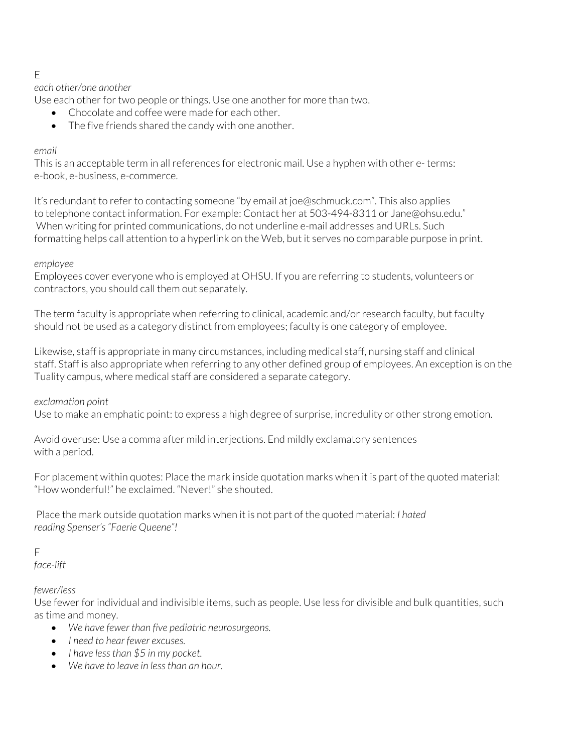E

*each other/one another*

Use each other for two people or things. Use one another for more than two.

- Chocolate and coffee were made for each other.
- The five friends shared the candy with one another.

*email*

This is an acceptable term in all references for electronic mail. Use a hyphen with other e- terms: e-book, e-business, e-commerce.

It's redundant to refer to contacting someone "by email at joe@schmuck.com". This also applies to telephone contact information. For example: Contact her at 503-494-8311 or Jane@ohsu.edu." When writing for printed communications, do not underline e-mail addresses and URLs. Such formatting helps call attention to a hyperlink on the Web, but it serves no comparable purpose in print.

*employee*

Employees cover everyone who is employed at OHSU. If you are referring to students, volunteers or contractors, you should call them out separately.

The term faculty is appropriate when referring to clinical, academic and/or research faculty, but faculty should not be used as a category distinct from employees; faculty is one category of employee.

Likewise, staff is appropriate in many circumstances, including medical staff, nursing staff and clinical staff. Staff is also appropriate when referring to any other defined group of employees. An exception is on the Tuality campus, where medical staff are considered a separate category.

*exclamation point*

Use to make an emphatic point: to express a high degree of surprise, incredulity or other strong emotion.

Avoid overuse: Use a comma after mild interjections. End mildly exclamatory sentences with a period.

For placement within quotes: Place the mark inside quotation marks when it is part of the quoted material: "How wonderful!" he exclaimed. "Never!" she shouted.

Place the mark outside quotation marks when it is not part of the quoted material: *I hated reading Spenser's "Faerie Queene"!*

F

*face-lift*

*fewer/less*

Use fewer for individual and indivisible items, such as people. Use less for divisible and bulk quantities, such as time and money.

- *We have fewer than five pediatric neurosurgeons.*
- *I need to hear fewer excuses.*
- *I have less than $5 in my pocket.*
- *We have to leave in less than an hour.*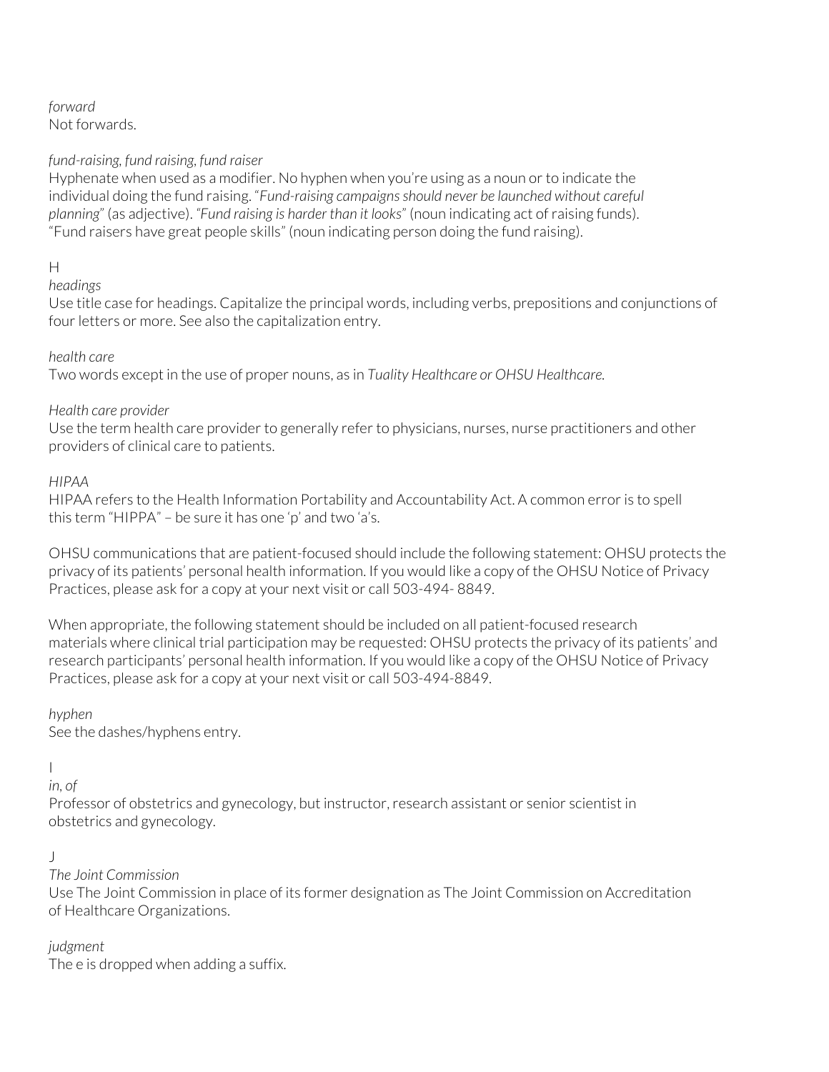*forward*
Not forwards.

*fund-raising, fund raising, fund raiser*
Hyphenate when used as a modifier. No hyphen when you're using as a noun or to indicate the individual doing the fund raising. "*Fund-raising campaigns should never be launched without careful planning*" (as adjective). "*Fund raising is harder than it looks*" (noun indicating act of raising funds). "Fund raisers have great people skills" (noun indicating person doing the fund raising).

## H

*headings*
Use title case for headings. Capitalize the principal words, including verbs, prepositions and conjunctions of four letters or more. See also the capitalization entry.

*health care*
Two words except in the use of proper nouns, as in *Tuality Healthcare or OHSU Healthcare.*

*Health care provider*
Use the term health care provider to generally refer to physicians, nurses, nurse practitioners and other providers of clinical care to patients.

*HIPAA*
HIPAA refers to the Health Information Portability and Accountability Act. A common error is to spell this term "HIPPA" – be sure it has one 'p' and two 'a's.

OHSU communications that are patient-focused should include the following statement: OHSU protects the privacy of its patients' personal health information. If you would like a copy of the OHSU Notice of Privacy Practices, please ask for a copy at your next visit or call 503-494- 8849.

When appropriate, the following statement should be included on all patient-focused research materials where clinical trial participation may be requested: OHSU protects the privacy of its patients' and research participants' personal health information. If you would like a copy of the OHSU Notice of Privacy Practices, please ask for a copy at your next visit or call 503-494-8849.

*hyphen*
See the dashes/hyphens entry.

## I

*in, of*
Professor of obstetrics and gynecology, but instructor, research assistant or senior scientist in obstetrics and gynecology.

## J

*The Joint Commission*
Use The Joint Commission in place of its former designation as The Joint Commission on Accreditation of Healthcare Organizations.

*judgment*
The e is dropped when adding a suffix.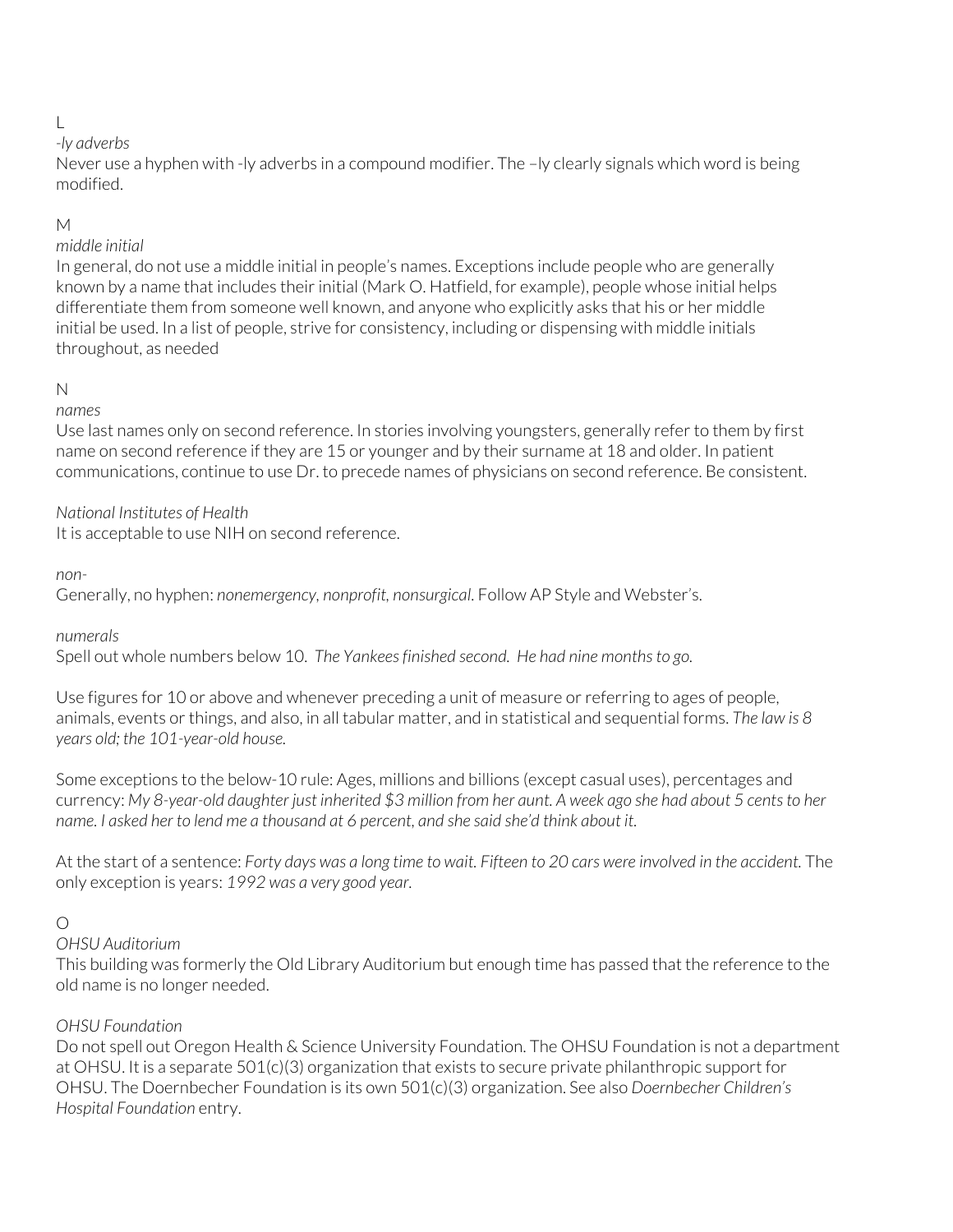## L

*-ly adverbs*

Never use a hyphen with -ly adverbs in a compound modifier. The –ly clearly signals which word is being modified.

## M

*middle initial*

In general, do not use a middle initial in people's names. Exceptions include people who are generally known by a name that includes their initial (Mark O. Hatfield, for example), people whose initial helps differentiate them from someone well known, and anyone who explicitly asks that his or her middle initial be used. In a list of people, strive for consistency, including or dispensing with middle initials throughout, as needed

## N

*names*

Use last names only on second reference. In stories involving youngsters, generally refer to them by first name on second reference if they are 15 or younger and by their surname at 18 and older. In patient communications, continue to use Dr. to precede names of physicians on second reference. Be consistent.

*National Institutes of Health*

It is acceptable to use NIH on second reference.

*non-*

Generally, no hyphen: *nonemergency, nonprofit, nonsurgical.* Follow AP Style and Webster's.

*numerals*

Spell out whole numbers below 10. *The Yankees finished second. He had nine months to go.*

Use figures for 10 or above and whenever preceding a unit of measure or referring to ages of people, animals, events or things, and also, in all tabular matter, and in statistical and sequential forms. *The law is 8 years old; the 101-year-old house.*

Some exceptions to the below-10 rule: Ages, millions and billions (except casual uses), percentages and currency: *My 8-year-old daughter just inherited $3 million from her aunt. A week ago she had about 5 cents to her name. I asked her to lend me a thousand at 6 percent, and she said she'd think about it.*

At the start of a sentence: *Forty days was a long time to wait. Fifteen to 20 cars were involved in the accident.* The only exception is years: *1992 was a very good year.*

## O

*OHSU Auditorium*

This building was formerly the Old Library Auditorium but enough time has passed that the reference to the old name is no longer needed.

*OHSU Foundation*

Do not spell out Oregon Health & Science University Foundation. The OHSU Foundation is not a department at OHSU. It is a separate 501(c)(3) organization that exists to secure private philanthropic support for OHSU. The Doernbecher Foundation is its own 501(c)(3) organization. See also *Doernbecher Children's Hospital Foundation* entry.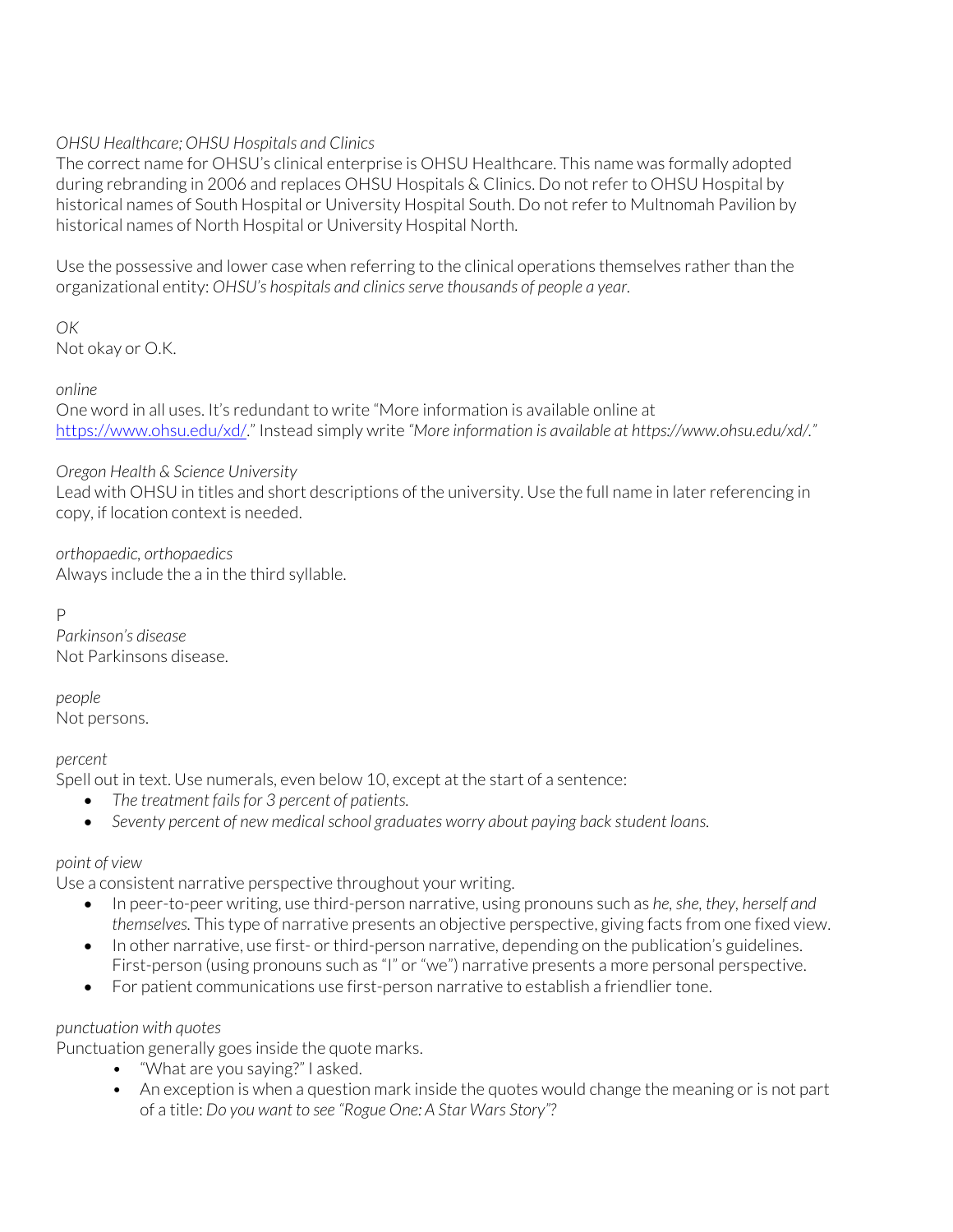*OHSU Healthcare; OHSU Hospitals and Clinics*
The correct name for OHSU's clinical enterprise is OHSU Healthcare. This name was formally adopted during rebranding in 2006 and replaces OHSU Hospitals & Clinics. Do not refer to OHSU Hospital by historical names of South Hospital or University Hospital South. Do not refer to Multnomah Pavilion by historical names of North Hospital or University Hospital North.

Use the possessive and lower case when referring to the clinical operations themselves rather than the organizational entity: *OHSU's hospitals and clinics serve thousands of people a year.*

*OK*
Not okay or O.K.

*online*
One word in all uses. It's redundant to write "More information is available online at [https://www.ohsu.edu/xd/](https://www.ohsu.edu/xd/)." Instead simply write *"More information is available at https://www.ohsu.edu/xd/."*

*Oregon Health & Science University*
Lead with OHSU in titles and short descriptions of the university. Use the full name in later referencing in copy, if location context is needed.

*orthopaedic, orthopaedics*
Always include the a in the third syllable.

P

*Parkinson's disease*
Not Parkinsons disease.

*people*
Not persons.

*percent*
Spell out in text. Use numerals, even below 10, except at the start of a sentence:

- *The treatment fails for 3 percent of patients.*
- *Seventy percent of new medical school graduates worry about paying back student loans.*

*point of view*
Use a consistent narrative perspective throughout your writing.

- In peer-to-peer writing, use third-person narrative, using pronouns such as *he, she, they, herself and themselves.* This type of narrative presents an objective perspective, giving facts from one fixed view.
- In other narrative, use first- or third-person narrative, depending on the publication's guidelines. First-person (using pronouns such as "I" or "we") narrative presents a more personal perspective.
- For patient communications use first-person narrative to establish a friendlier tone.

*punctuation with quotes*
Punctuation generally goes inside the quote marks.

- "What are you saying?" I asked.
- An exception is when a question mark inside the quotes would change the meaning or is not part of a title: *Do you want to see "Rogue One: A Star Wars Story"?*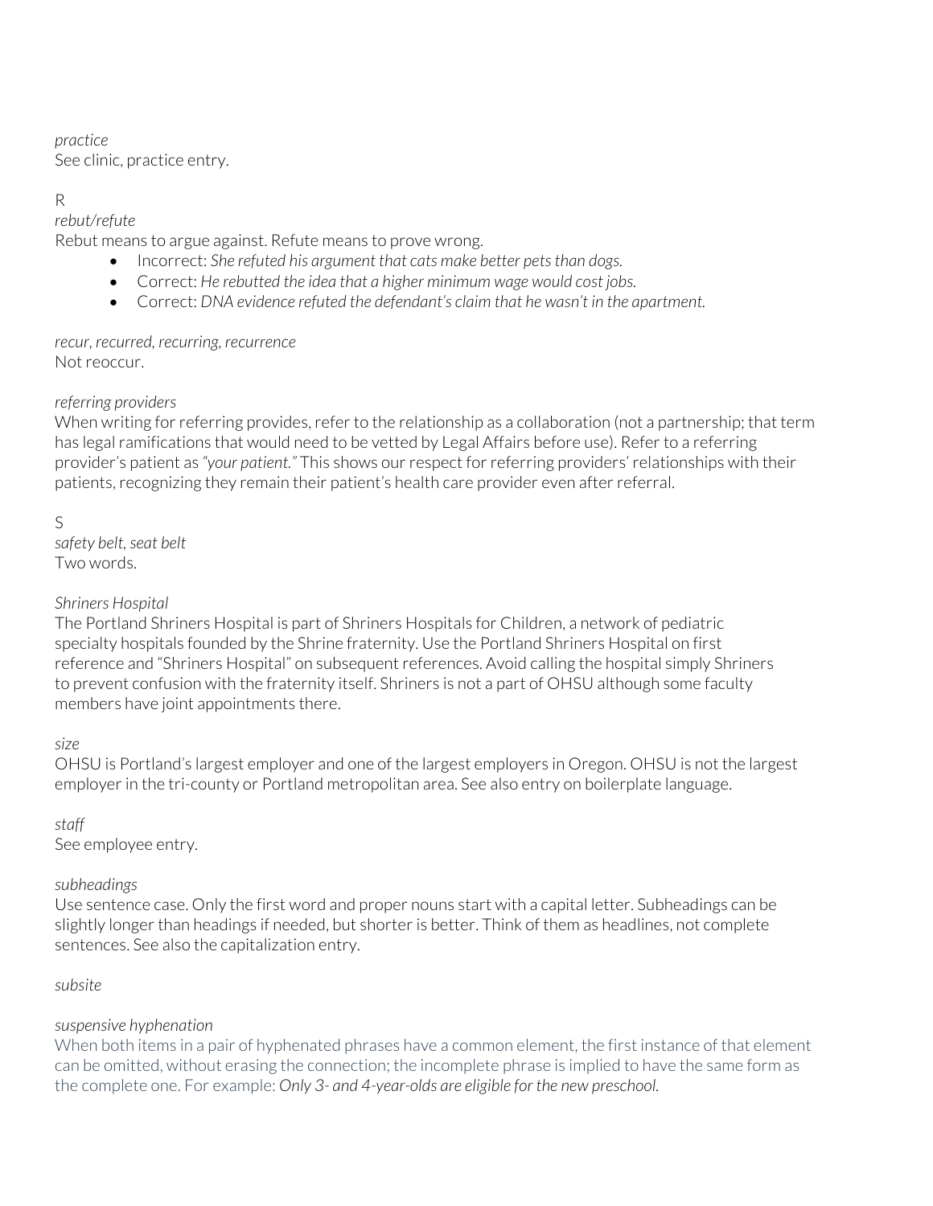*practice*
See clinic, practice entry.

R

*rebut/refute*
Rebut means to argue against. Refute means to prove wrong.

- Incorrect: *She refuted his argument that cats make better pets than dogs.*
- Correct: *He rebutted the idea that a higher minimum wage would cost jobs.*
- Correct: *DNA evidence refuted the defendant's claim that he wasn't in the apartment.*

*recur, recurred, recurring, recurrence*
Not reoccur.

*referring providers*
When writing for referring provides, refer to the relationship as a collaboration (not a partnership; that term has legal ramifications that would need to be vetted by Legal Affairs before use). Refer to a referring provider's patient as *"your patient."* This shows our respect for referring providers' relationships with their patients, recognizing they remain their patient's health care provider even after referral.

S

*safety belt, seat belt*
Two words.

*Shriners Hospital*
The Portland Shriners Hospital is part of Shriners Hospitals for Children, a network of pediatric specialty hospitals founded by the Shrine fraternity. Use the Portland Shriners Hospital on first reference and "Shriners Hospital" on subsequent references. Avoid calling the hospital simply Shriners to prevent confusion with the fraternity itself. Shriners is not a part of OHSU although some faculty members have joint appointments there.

*size*
OHSU is Portland's largest employer and one of the largest employers in Oregon. OHSU is not the largest employer in the tri-county or Portland metropolitan area. See also entry on boilerplate language.

*staff*
See employee entry.

*subheadings*
Use sentence case. Only the first word and proper nouns start with a capital letter. Subheadings can be slightly longer than headings if needed, but shorter is better. Think of them as headlines, not complete sentences. See also the capitalization entry.

*subsite*

*suspensive hyphenation*
When both items in a pair of hyphenated phrases have a common element, the first instance of that element can be omitted, without erasing the connection; the incomplete phrase is implied to have the same form as the complete one. For example: *Only 3- and 4-year-olds are eligible for the new preschool.*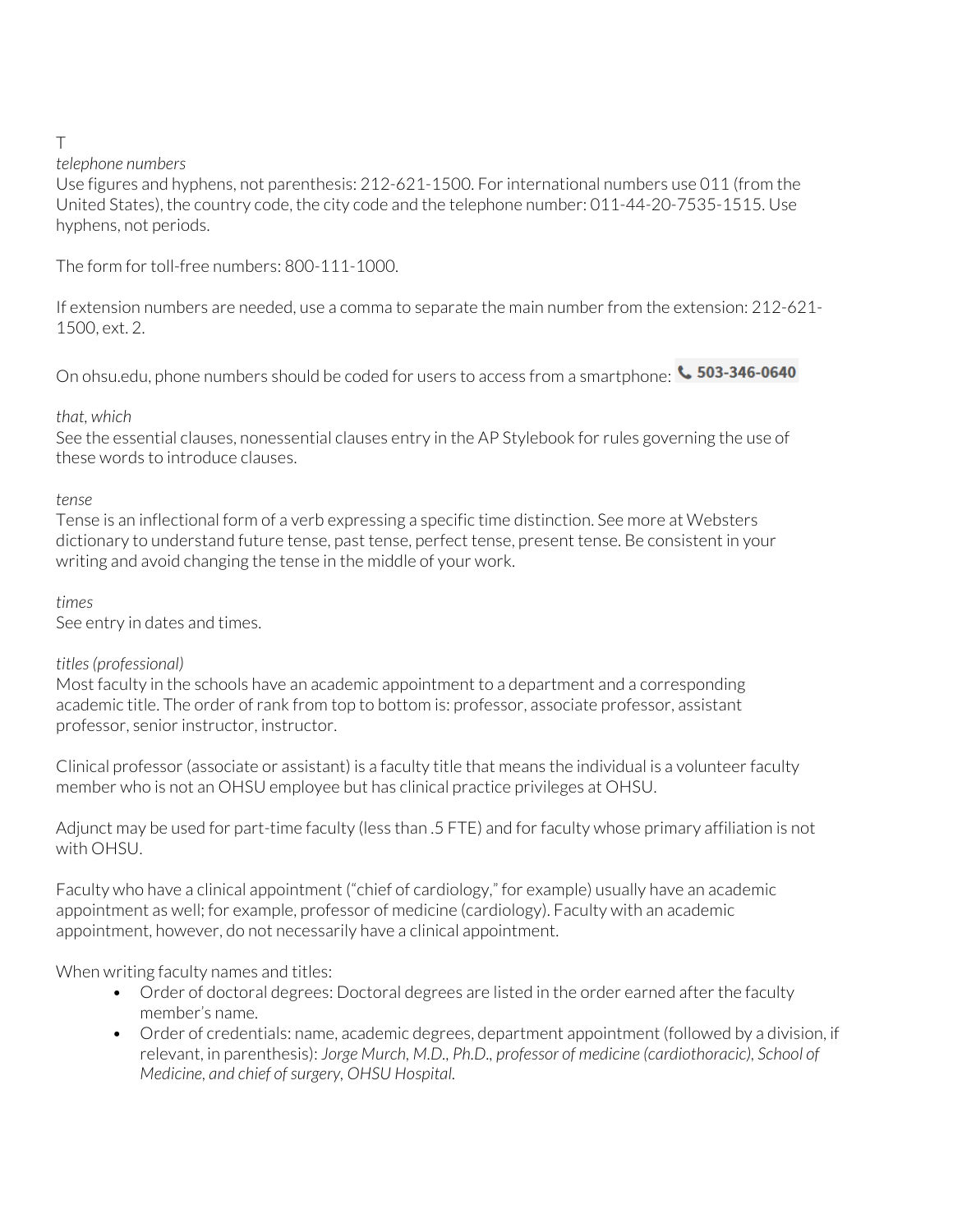T

*telephone numbers*

Use figures and hyphens, not parenthesis: 212-621-1500. For international numbers use 011 (from the United States), the country code, the city code and the telephone number: 011-44-20-7535-1515. Use hyphens, not periods.

The form for toll-free numbers: 800-111-1000.

If extension numbers are needed, use a comma to separate the main number from the extension: 212-621-1500, ext. 2.

On ohsu.edu, phone numbers should be coded for users to access from a smartphone: 📞 503-346-0640

*that, which*

See the essential clauses, nonessential clauses entry in the AP Stylebook for rules governing the use of these words to introduce clauses.

*tense*

Tense is an inflectional form of a verb expressing a specific time distinction. See more at Websters dictionary to understand future tense, past tense, perfect tense, present tense. Be consistent in your writing and avoid changing the tense in the middle of your work.

*times*

See entry in dates and times.

*titles (professional)*

Most faculty in the schools have an academic appointment to a department and a corresponding academic title. The order of rank from top to bottom is: professor, associate professor, assistant professor, senior instructor, instructor.

Clinical professor (associate or assistant) is a faculty title that means the individual is a volunteer faculty member who is not an OHSU employee but has clinical practice privileges at OHSU.

Adjunct may be used for part-time faculty (less than .5 FTE) and for faculty whose primary affiliation is not with OHSU.

Faculty who have a clinical appointment ("chief of cardiology," for example) usually have an academic appointment as well; for example, professor of medicine (cardiology). Faculty with an academic appointment, however, do not necessarily have a clinical appointment.

When writing faculty names and titles:

- Order of doctoral degrees: Doctoral degrees are listed in the order earned after the faculty member's name.
- Order of credentials: name, academic degrees, department appointment (followed by a division, if relevant, in parenthesis): *Jorge Murch, M.D., Ph.D., professor of medicine (cardiothoracic), School of Medicine, and chief of surgery, OHSU Hospital.*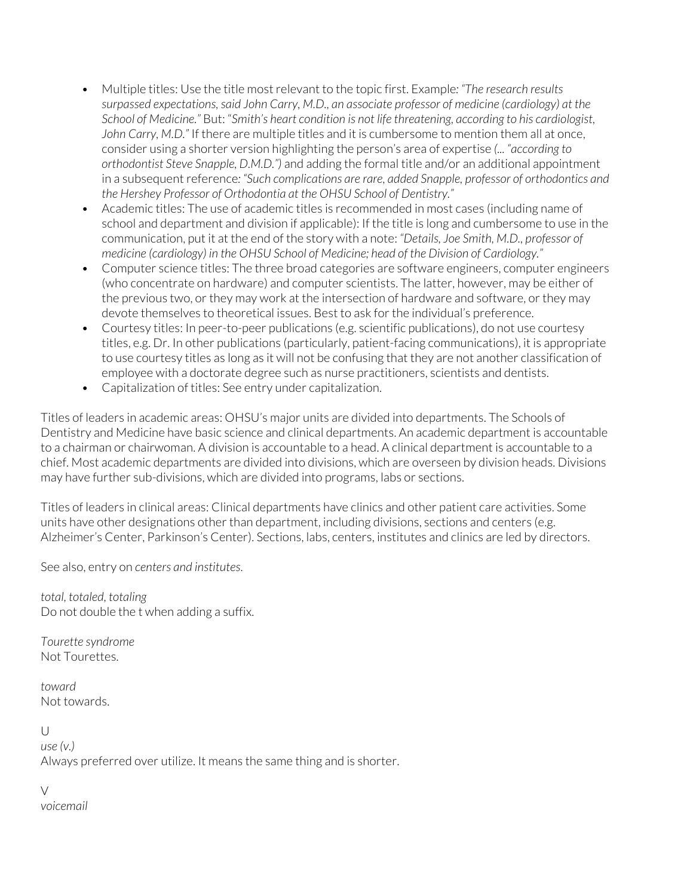- Multiple titles: Use the title most relevant to the topic first. Example: *"The research results surpassed expectations, said John Carry, M.D., an associate professor of medicine (cardiology) at the School of Medicine."* But: *"Smith's heart condition is not life threatening, according to his cardiologist, John Carry, M.D."* If there are multiple titles and it is cumbersome to mention them all at once, consider using a shorter version highlighting the person's area of expertise *(... "according to orthodontist Steve Snapple, D.M.D.")* and adding the formal title and/or an additional appointment in a subsequent reference: *"Such complications are rare, added Snapple, professor of orthodontics and the Hershey Professor of Orthodontia at the OHSU School of Dentistry."*
- Academic titles: The use of academic titles is recommended in most cases (including name of school and department and division if applicable): If the title is long and cumbersome to use in the communication, put it at the end of the story with a note: *"Details, Joe Smith, M.D., professor of medicine (cardiology) in the OHSU School of Medicine; head of the Division of Cardiology."*
- Computer science titles: The three broad categories are software engineers, computer engineers (who concentrate on hardware) and computer scientists. The latter, however, may be either of the previous two, or they may work at the intersection of hardware and software, or they may devote themselves to theoretical issues. Best to ask for the individual's preference.
- Courtesy titles: In peer-to-peer publications (e.g. scientific publications), do not use courtesy titles, e.g. Dr. In other publications (particularly, patient-facing communications), it is appropriate to use courtesy titles as long as it will not be confusing that they are not another classification of employee with a doctorate degree such as nurse practitioners, scientists and dentists.
- Capitalization of titles: See entry under capitalization.

Titles of leaders in academic areas: OHSU's major units are divided into departments. The Schools of Dentistry and Medicine have basic science and clinical departments. An academic department is accountable to a chairman or chairwoman. A division is accountable to a head. A clinical department is accountable to a chief. Most academic departments are divided into divisions, which are overseen by division heads. Divisions may have further sub-divisions, which are divided into programs, labs or sections.

Titles of leaders in clinical areas: Clinical departments have clinics and other patient care activities. Some units have other designations other than department, including divisions, sections and centers (e.g. Alzheimer's Center, Parkinson's Center). Sections, labs, centers, institutes and clinics are led by directors.

See also, entry on *centers and institutes*.

*total, totaled, totaling*
Do not double the t when adding a suffix.

*Tourette syndrome*
Not Tourettes.

*toward*
Not towards.

U

*use (v.)*
Always preferred over utilize. It means the same thing and is shorter.

V

*voicemail*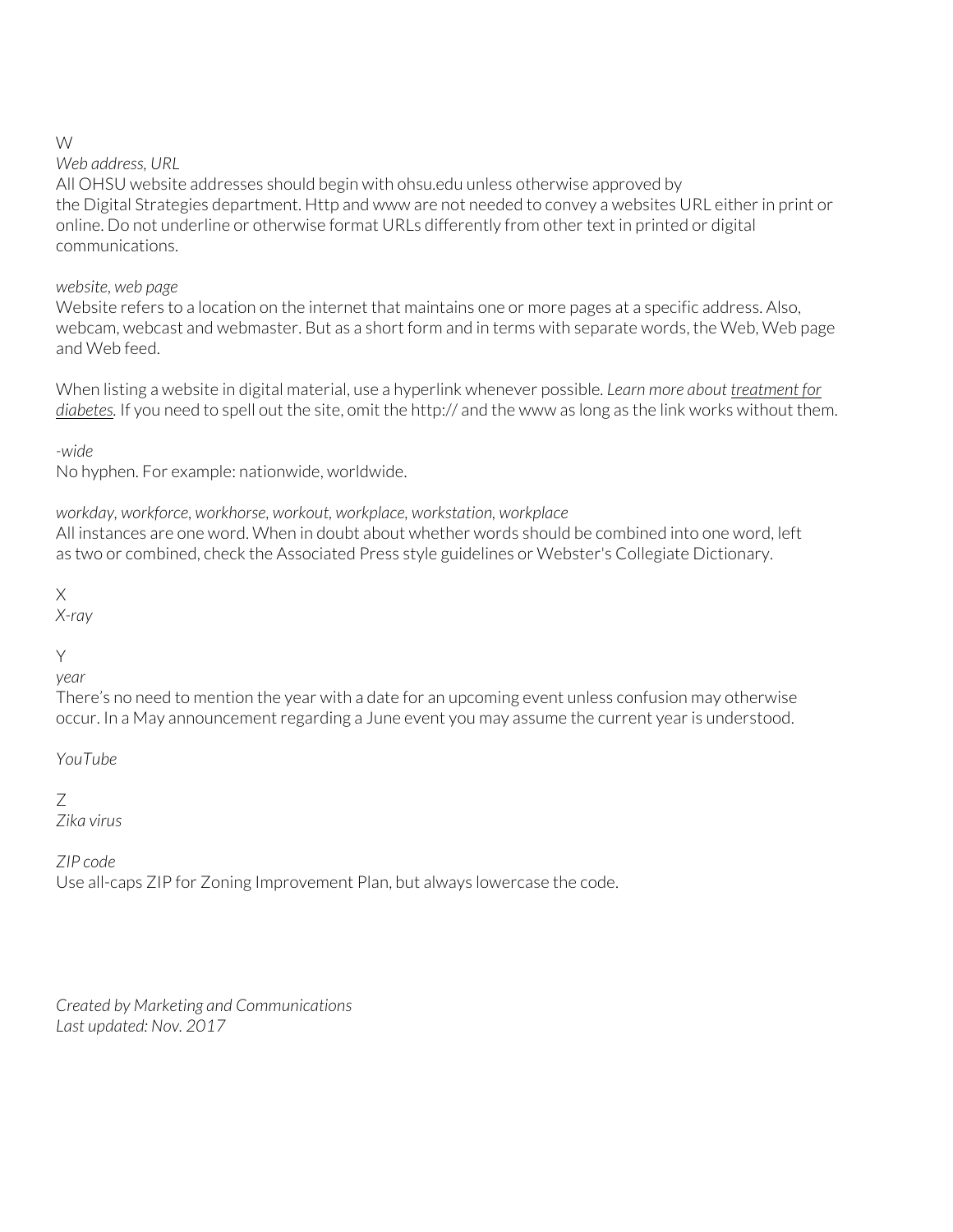## W

*Web address, URL*

All OHSU website addresses should begin with ohsu.edu unless otherwise approved by the Digital Strategies department. Http and www are not needed to convey a websites URL either in print or online. Do not underline or otherwise format URLs differently from other text in printed or digital communications.

*website, web page*

Website refers to a location on the internet that maintains one or more pages at a specific address. Also, webcam, webcast and webmaster. But as a short form and in terms with separate words, the Web, Web page and Web feed.

When listing a website in digital material, use a hyperlink whenever possible. *Learn more about treatment for diabetes.* If you need to spell out the site, omit the http:// and the www as long as the link works without them.

*-wide*

No hyphen. For example: nationwide, worldwide.

*workday, workforce, workhorse, workout, workplace, workstation, workplace*

All instances are one word. When in doubt about whether words should be combined into one word, left as two or combined, check the Associated Press style guidelines or Webster's Collegiate Dictionary.

## X

*X-ray*

## Y

*year*

There's no need to mention the year with a date for an upcoming event unless confusion may otherwise occur. In a May announcement regarding a June event you may assume the current year is understood.

*YouTube*

## Z

*Zika virus*

*ZIP code*

Use all-caps ZIP for Zoning Improvement Plan, but always lowercase the code.

*Created by Marketing and Communications*
*Last updated: Nov. 2017*